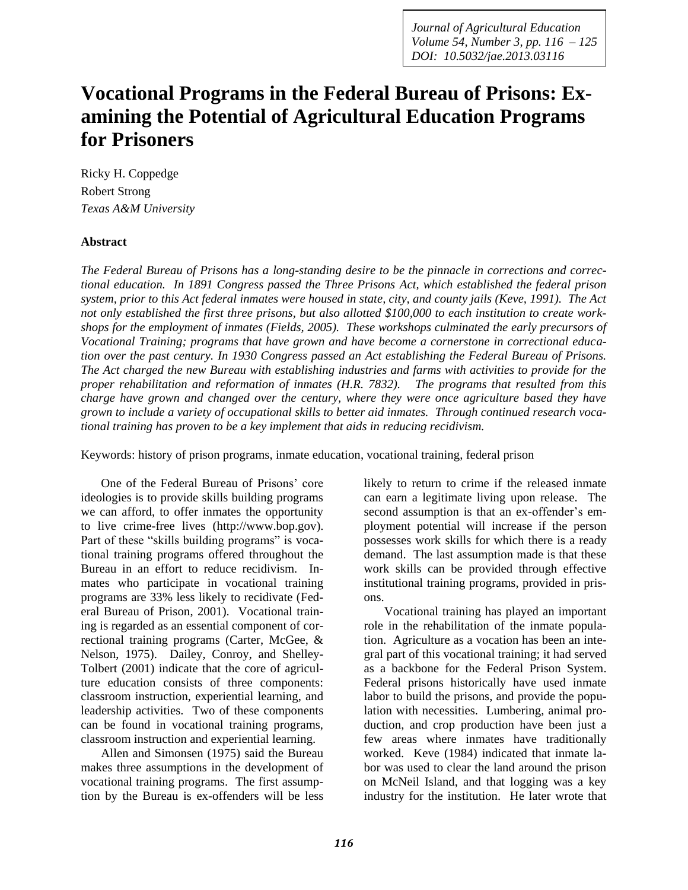# Vocational Programs in the Federal Bureau of Prisons: Examining the Potential of Agricultural Education Programs for Prisoners

Ricky H. Coppedge  
Robert Strong  
*Texas A&M University*

**Abstract**

*The Federal Bureau of Prisons has a long-standing desire to be the pinnacle in corrections and correctional education. In 1891 Congress passed the Three Prisons Act, which established the federal prison system, prior to this Act federal inmates were housed in state, city, and county jails (Keve, 1991). The Act not only established the first three prisons, but also allotted $100,000 to each institution to create workshops for the employment of inmates (Fields, 2005). These workshops culminated the early precursors of Vocational Training; programs that have grown and have become a cornerstone in correctional education over the past century. In 1930 Congress passed an Act establishing the Federal Bureau of Prisons. The Act charged the new Bureau with establishing industries and farms with activities to provide for the proper rehabilitation and reformation of inmates (H.R. 7832). The programs that resulted from this charge have grown and changed over the century, where they were once agriculture based they have grown to include a variety of occupational skills to better aid inmates. Through continued research vocational training has proven to be a key implement that aids in reducing recidivism.*

Keywords: history of prison programs, inmate education, vocational training, federal prison

One of the Federal Bureau of Prisons' core ideologies is to provide skills building programs we can afford, to offer inmates the opportunity to live crime-free lives (http://www.bop.gov). Part of these "skills building programs" is vocational training programs offered throughout the Bureau in an effort to reduce recidivism. Inmates who participate in vocational training programs are 33% less likely to recidivate (Federal Bureau of Prison, 2001). Vocational training is regarded as an essential component of correctional training programs (Carter, McGee, & Nelson, 1975). Dailey, Conroy, and Shelley-Tolbert (2001) indicate that the core of agriculture education consists of three components: classroom instruction, experiential learning, and leadership activities. Two of these components can be found in vocational training programs, classroom instruction and experiential learning.

Allen and Simonsen (1975) said the Bureau makes three assumptions in the development of vocational training programs. The first assumption by the Bureau is ex-offenders will be less likely to return to crime if the released inmate can earn a legitimate living upon release. The second assumption is that an ex-offender's employment potential will increase if the person possesses work skills for which there is a ready demand. The last assumption made is that these work skills can be provided through effective institutional training programs, provided in prisons.

Vocational training has played an important role in the rehabilitation of the inmate population. Agriculture as a vocation has been an integral part of this vocational training; it had served as a backbone for the Federal Prison System. Federal prisons historically have used inmate labor to build the prisons, and provide the population with necessities. Lumbering, animal production, and crop production have been just a few areas where inmates have traditionally worked. Keve (1984) indicated that inmate labor was used to clear the land around the prison on McNeil Island, and that logging was a key industry for the institution. He later wrote that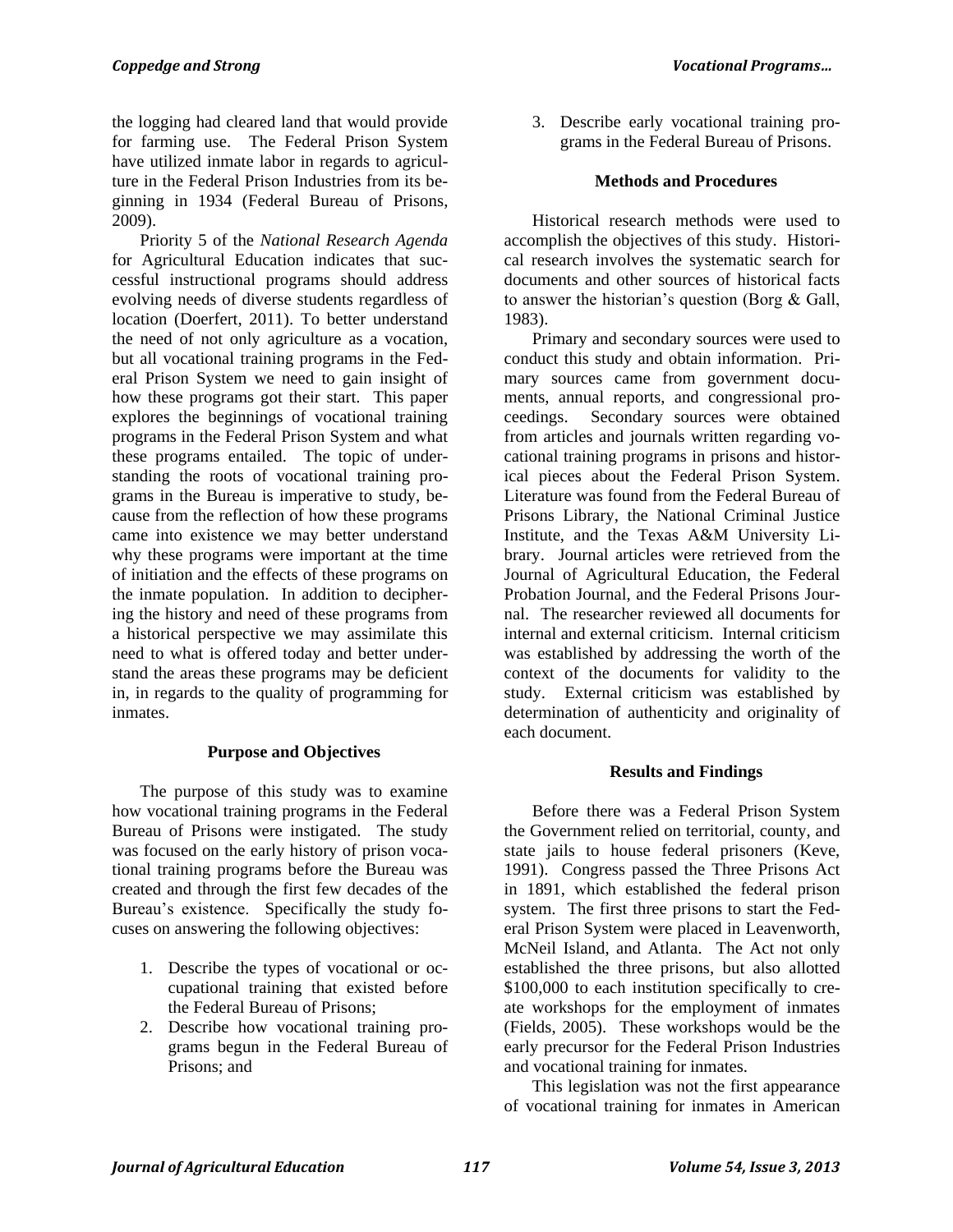the logging had cleared land that would provide for farming use. The Federal Prison System have utilized inmate labor in regards to agriculture in the Federal Prison Industries from its beginning in 1934 (Federal Bureau of Prisons, 2009).

Priority 5 of the *National Research Agenda* for Agricultural Education indicates that successful instructional programs should address evolving needs of diverse students regardless of location (Doerfert, 2011). To better understand the need of not only agriculture as a vocation, but all vocational training programs in the Federal Prison System we need to gain insight of how these programs got their start. This paper explores the beginnings of vocational training programs in the Federal Prison System and what these programs entailed. The topic of understanding the roots of vocational training programs in the Bureau is imperative to study, because from the reflection of how these programs came into existence we may better understand why these programs were important at the time of initiation and the effects of these programs on the inmate population. In addition to deciphering the history and need of these programs from a historical perspective we may assimilate this need to what is offered today and better understand the areas these programs may be deficient in, in regards to the quality of programming for inmates.

## Purpose and Objectives

The purpose of this study was to examine how vocational training programs in the Federal Bureau of Prisons were instigated. The study was focused on the early history of prison vocational training programs before the Bureau was created and through the first few decades of the Bureau's existence. Specifically the study focuses on answering the following objectives:

1. Describe the types of vocational or occupational training that existed before the Federal Bureau of Prisons;
2. Describe how vocational training programs begun in the Federal Bureau of Prisons; and
3. Describe early vocational training programs in the Federal Bureau of Prisons.

## Methods and Procedures

Historical research methods were used to accomplish the objectives of this study. Historical research involves the systematic search for documents and other sources of historical facts to answer the historian's question (Borg & Gall, 1983).

Primary and secondary sources were used to conduct this study and obtain information. Primary sources came from government documents, annual reports, and congressional proceedings. Secondary sources were obtained from articles and journals written regarding vocational training programs in prisons and historical pieces about the Federal Prison System. Literature was found from the Federal Bureau of Prisons Library, the National Criminal Justice Institute, and the Texas A&M University Library. Journal articles were retrieved from the Journal of Agricultural Education, the Federal Probation Journal, and the Federal Prisons Journal. The researcher reviewed all documents for internal and external criticism. Internal criticism was established by addressing the worth of the context of the documents for validity to the study. External criticism was established by determination of authenticity and originality of each document.

## Results and Findings

Before there was a Federal Prison System the Government relied on territorial, county, and state jails to house federal prisoners (Keve, 1991). Congress passed the Three Prisons Act in 1891, which established the federal prison system. The first three prisons to start the Federal Prison System were placed in Leavenworth, McNeil Island, and Atlanta. The Act not only established the three prisons, but also allotted $100,000 to each institution specifically to create workshops for the employment of inmates (Fields, 2005). These workshops would be the early precursor for the Federal Prison Industries and vocational training for inmates.

This legislation was not the first appearance of vocational training for inmates in American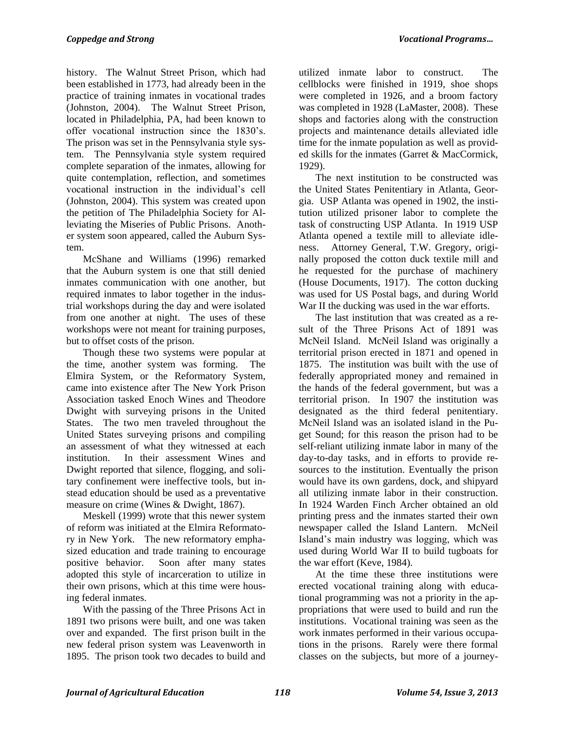history. The Walnut Street Prison, which had been established in 1773, had already been in the practice of training inmates in vocational trades (Johnston, 2004). The Walnut Street Prison, located in Philadelphia, PA, had been known to offer vocational instruction since the 1830's. The prison was set in the Pennsylvania style system. The Pennsylvania style system required complete separation of the inmates, allowing for quite contemplation, reflection, and sometimes vocational instruction in the individual's cell (Johnston, 2004). This system was created upon the petition of The Philadelphia Society for Alleviating the Miseries of Public Prisons. Another system soon appeared, called the Auburn System.

McShane and Williams (1996) remarked that the Auburn system is one that still denied inmates communication with one another, but required inmates to labor together in the industrial workshops during the day and were isolated from one another at night. The uses of these workshops were not meant for training purposes, but to offset costs of the prison.

Though these two systems were popular at the time, another system was forming. The Elmira System, or the Reformatory System, came into existence after The New York Prison Association tasked Enoch Wines and Theodore Dwight with surveying prisons in the United States. The two men traveled throughout the United States surveying prisons and compiling an assessment of what they witnessed at each institution. In their assessment Wines and Dwight reported that silence, flogging, and solitary confinement were ineffective tools, but instead education should be used as a preventative measure on crime (Wines & Dwight, 1867).

Meskell (1999) wrote that this newer system of reform was initiated at the Elmira Reformatory in New York. The new reformatory emphasized education and trade training to encourage positive behavior. Soon after many states adopted this style of incarceration to utilize in their own prisons, which at this time were housing federal inmates.

With the passing of the Three Prisons Act in 1891 two prisons were built, and one was taken over and expanded. The first prison built in the new federal prison system was Leavenworth in 1895. The prison took two decades to build and utilized inmate labor to construct. The cellblocks were finished in 1919, shoe shops were completed in 1926, and a broom factory was completed in 1928 (LaMaster, 2008). These shops and factories along with the construction projects and maintenance details alleviated idle time for the inmate population as well as provided skills for the inmates (Garret & MacCormick, 1929).

The next institution to be constructed was the United States Penitentiary in Atlanta, Georgia. USP Atlanta was opened in 1902, the institution utilized prisoner labor to complete the task of constructing USP Atlanta. In 1919 USP Atlanta opened a textile mill to alleviate idleness. Attorney General, T.W. Gregory, originally proposed the cotton duck textile mill and he requested for the purchase of machinery (House Documents, 1917). The cotton ducking was used for US Postal bags, and during World War II the ducking was used in the war efforts.

The last institution that was created as a result of the Three Prisons Act of 1891 was McNeil Island. McNeil Island was originally a territorial prison erected in 1871 and opened in 1875. The institution was built with the use of federally appropriated money and remained in the hands of the federal government, but was a territorial prison. In 1907 the institution was designated as the third federal penitentiary. McNeil Island was an isolated island in the Puget Sound; for this reason the prison had to be self-reliant utilizing inmate labor in many of the day-to-day tasks, and in efforts to provide resources to the institution. Eventually the prison would have its own gardens, dock, and shipyard all utilizing inmate labor in their construction. In 1924 Warden Finch Archer obtained an old printing press and the inmates started their own newspaper called the Island Lantern. McNeil Island's main industry was logging, which was used during World War II to build tugboats for the war effort (Keve, 1984).

At the time these three institutions were erected vocational training along with educational programming was not a priority in the appropriations that were used to build and run the institutions. Vocational training was seen as the work inmates performed in their various occupations in the prisons. Rarely were there formal classes on the subjects, but more of a journey-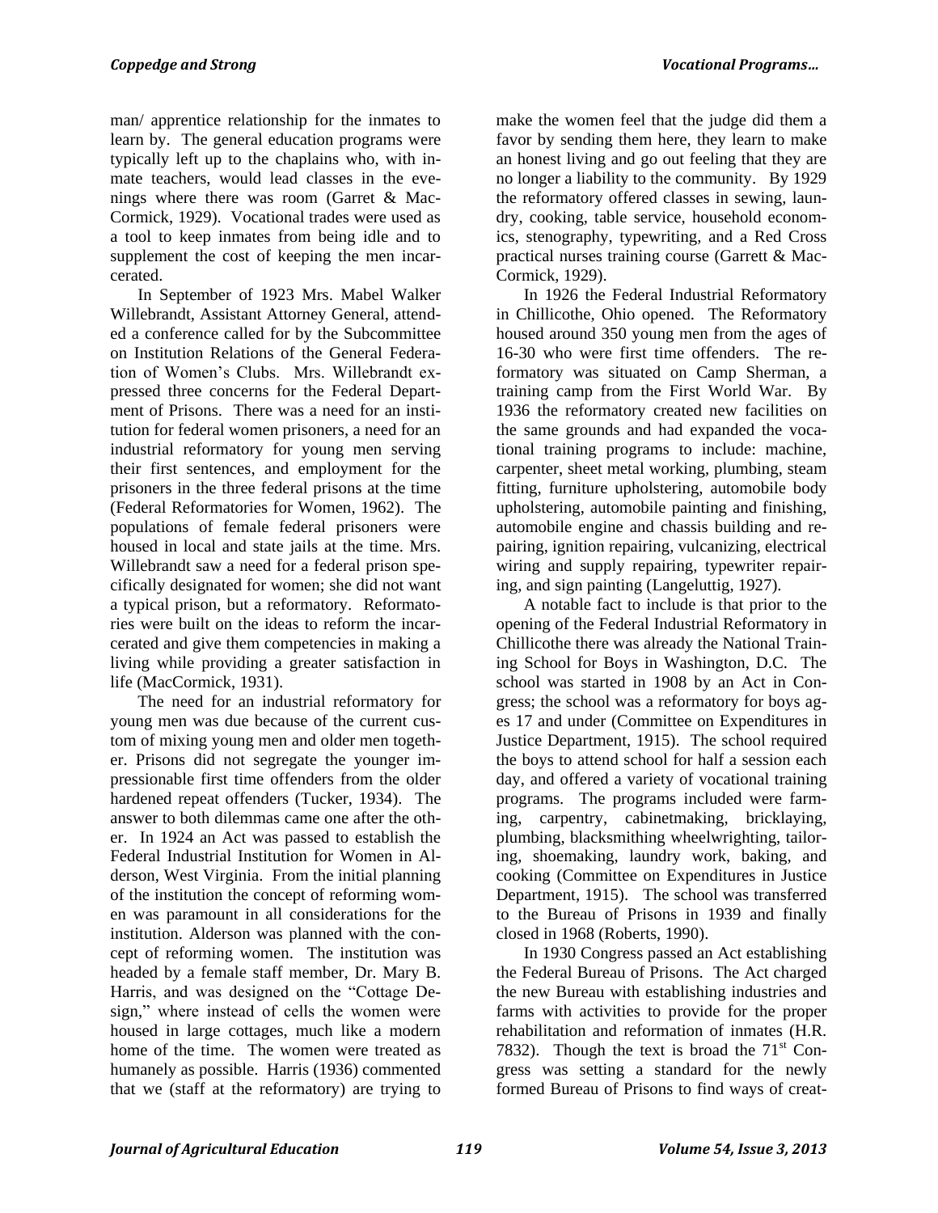man/ apprentice relationship for the inmates to learn by. The general education programs were typically left up to the chaplains who, with inmate teachers, would lead classes in the evenings where there was room (Garret & MacCormick, 1929). Vocational trades were used as a tool to keep inmates from being idle and to supplement the cost of keeping the men incarcerated.

In September of 1923 Mrs. Mabel Walker Willebrandt, Assistant Attorney General, attended a conference called for by the Subcommittee on Institution Relations of the General Federation of Women's Clubs. Mrs. Willebrandt expressed three concerns for the Federal Department of Prisons. There was a need for an institution for federal women prisoners, a need for an industrial reformatory for young men serving their first sentences, and employment for the prisoners in the three federal prisons at the time (Federal Reformatories for Women, 1962). The populations of female federal prisoners were housed in local and state jails at the time. Mrs. Willebrandt saw a need for a federal prison specifically designated for women; she did not want a typical prison, but a reformatory. Reformatories were built on the ideas to reform the incarcerated and give them competencies in making a living while providing a greater satisfaction in life (MacCormick, 1931).

The need for an industrial reformatory for young men was due because of the current custom of mixing young men and older men together. Prisons did not segregate the younger impressionable first time offenders from the older hardened repeat offenders (Tucker, 1934). The answer to both dilemmas came one after the other. In 1924 an Act was passed to establish the Federal Industrial Institution for Women in Alderson, West Virginia. From the initial planning of the institution the concept of reforming women was paramount in all considerations for the institution. Alderson was planned with the concept of reforming women. The institution was headed by a female staff member, Dr. Mary B. Harris, and was designed on the "Cottage Design," where instead of cells the women were housed in large cottages, much like a modern home of the time. The women were treated as humanely as possible. Harris (1936) commented that we (staff at the reformatory) are trying to make the women feel that the judge did them a favor by sending them here, they learn to make an honest living and go out feeling that they are no longer a liability to the community. By 1929 the reformatory offered classes in sewing, laundry, cooking, table service, household economics, stenography, typewriting, and a Red Cross practical nurses training course (Garrett & MacCormick, 1929).

In 1926 the Federal Industrial Reformatory in Chillicothe, Ohio opened. The Reformatory housed around 350 young men from the ages of 16-30 who were first time offenders. The reformatory was situated on Camp Sherman, a training camp from the First World War. By 1936 the reformatory created new facilities on the same grounds and had expanded the vocational training programs to include: machine, carpenter, sheet metal working, plumbing, steam fitting, furniture upholstering, automobile body upholstering, automobile painting and finishing, automobile engine and chassis building and repairing, ignition repairing, vulcanizing, electrical wiring and supply repairing, typewriter repairing, and sign painting (Langeluttig, 1927).

A notable fact to include is that prior to the opening of the Federal Industrial Reformatory in Chillicothe there was already the National Training School for Boys in Washington, D.C. The school was started in 1908 by an Act in Congress; the school was a reformatory for boys ages 17 and under (Committee on Expenditures in Justice Department, 1915). The school required the boys to attend school for half a session each day, and offered a variety of vocational training programs. The programs included were farming, carpentry, cabinetmaking, bricklaying, plumbing, blacksmithing wheelwrighting, tailoring, shoemaking, laundry work, baking, and cooking (Committee on Expenditures in Justice Department, 1915). The school was transferred to the Bureau of Prisons in 1939 and finally closed in 1968 (Roberts, 1990).

In 1930 Congress passed an Act establishing the Federal Bureau of Prisons. The Act charged the new Bureau with establishing industries and farms with activities to provide for the proper rehabilitation and reformation of inmates (H.R. 7832). Though the text is broad the 71st Congress was setting a standard for the newly formed Bureau of Prisons to find ways of creat-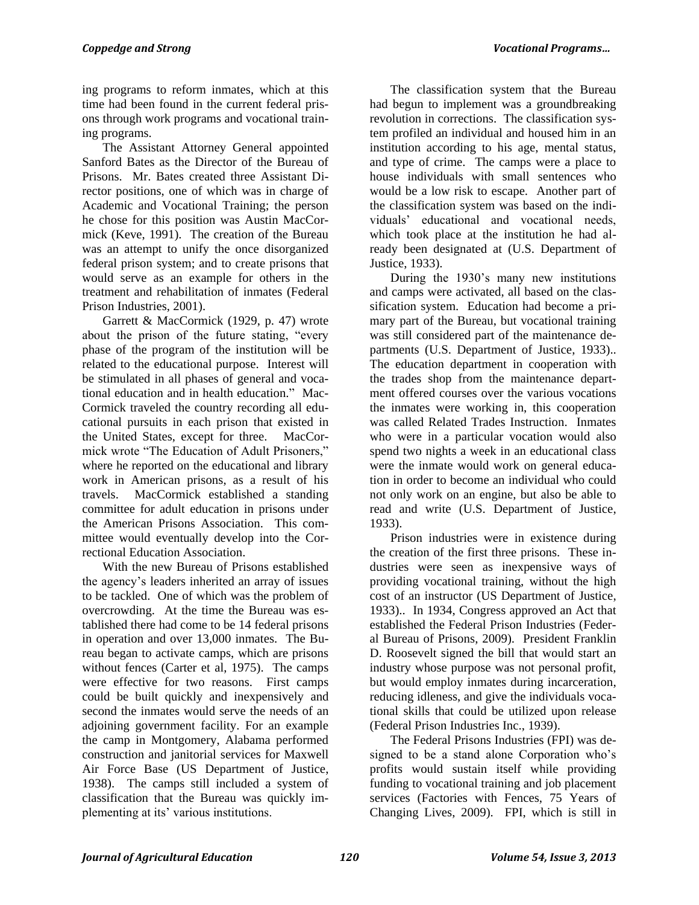ing programs to reform inmates, which at this time had been found in the current federal prisons through work programs and vocational training programs.

The Assistant Attorney General appointed Sanford Bates as the Director of the Bureau of Prisons. Mr. Bates created three Assistant Director positions, one of which was in charge of Academic and Vocational Training; the person he chose for this position was Austin MacCormick (Keve, 1991). The creation of the Bureau was an attempt to unify the once disorganized federal prison system; and to create prisons that would serve as an example for others in the treatment and rehabilitation of inmates (Federal Prison Industries, 2001).

Garrett & MacCormick (1929, p. 47) wrote about the prison of the future stating, "every phase of the program of the institution will be related to the educational purpose. Interest will be stimulated in all phases of general and vocational education and in health education." MacCormick traveled the country recording all educational pursuits in each prison that existed in the United States, except for three. MacCormick wrote "The Education of Adult Prisoners," where he reported on the educational and library work in American prisons, as a result of his travels. MacCormick established a standing committee for adult education in prisons under the American Prisons Association. This committee would eventually develop into the Correctional Education Association.

With the new Bureau of Prisons established the agency's leaders inherited an array of issues to be tackled. One of which was the problem of overcrowding. At the time the Bureau was established there had come to be 14 federal prisons in operation and over 13,000 inmates. The Bureau began to activate camps, which are prisons without fences (Carter et al, 1975). The camps were effective for two reasons. First camps could be built quickly and inexpensively and second the inmates would serve the needs of an adjoining government facility. For an example the camp in Montgomery, Alabama performed construction and janitorial services for Maxwell Air Force Base (US Department of Justice, 1938). The camps still included a system of classification that the Bureau was quickly implementing at its' various institutions.

The classification system that the Bureau had begun to implement was a groundbreaking revolution in corrections. The classification system profiled an individual and housed him in an institution according to his age, mental status, and type of crime. The camps were a place to house individuals with small sentences who would be a low risk to escape. Another part of the classification system was based on the individuals' educational and vocational needs, which took place at the institution he had already been designated at (U.S. Department of Justice, 1933).

During the 1930's many new institutions and camps were activated, all based on the classification system. Education had become a primary part of the Bureau, but vocational training was still considered part of the maintenance departments (U.S. Department of Justice, 1933).. The education department in cooperation with the trades shop from the maintenance department offered courses over the various vocations the inmates were working in, this cooperation was called Related Trades Instruction. Inmates who were in a particular vocation would also spend two nights a week in an educational class were the inmate would work on general education in order to become an individual who could not only work on an engine, but also be able to read and write (U.S. Department of Justice, 1933).

Prison industries were in existence during the creation of the first three prisons. These industries were seen as inexpensive ways of providing vocational training, without the high cost of an instructor (US Department of Justice, 1933).. In 1934, Congress approved an Act that established the Federal Prison Industries (Federal Bureau of Prisons, 2009). President Franklin D. Roosevelt signed the bill that would start an industry whose purpose was not personal profit, but would employ inmates during incarceration, reducing idleness, and give the individuals vocational skills that could be utilized upon release (Federal Prison Industries Inc., 1939).

The Federal Prisons Industries (FPI) was designed to be a stand alone Corporation who's profits would sustain itself while providing funding to vocational training and job placement services (Factories with Fences, 75 Years of Changing Lives, 2009). FPI, which is still in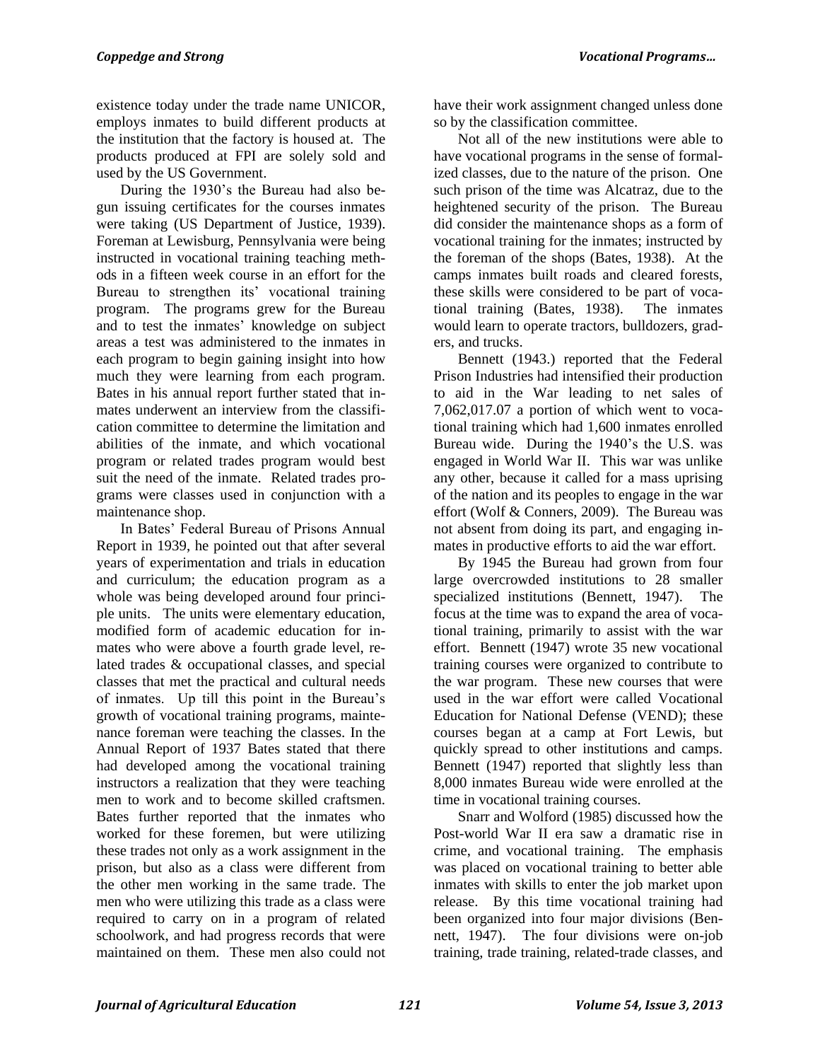existence today under the trade name UNICOR, employs inmates to build different products at the institution that the factory is housed at. The products produced at FPI are solely sold and used by the US Government.

During the 1930's the Bureau had also begun issuing certificates for the courses inmates were taking (US Department of Justice, 1939). Foreman at Lewisburg, Pennsylvania were being instructed in vocational training teaching methods in a fifteen week course in an effort for the Bureau to strengthen its' vocational training program. The programs grew for the Bureau and to test the inmates' knowledge on subject areas a test was administered to the inmates in each program to begin gaining insight into how much they were learning from each program. Bates in his annual report further stated that inmates underwent an interview from the classification committee to determine the limitation and abilities of the inmate, and which vocational program or related trades program would best suit the need of the inmate. Related trades programs were classes used in conjunction with a maintenance shop.

In Bates' Federal Bureau of Prisons Annual Report in 1939, he pointed out that after several years of experimentation and trials in education and curriculum; the education program as a whole was being developed around four principle units. The units were elementary education, modified form of academic education for inmates who were above a fourth grade level, related trades & occupational classes, and special classes that met the practical and cultural needs of inmates. Up till this point in the Bureau's growth of vocational training programs, maintenance foreman were teaching the classes. In the Annual Report of 1937 Bates stated that there had developed among the vocational training instructors a realization that they were teaching men to work and to become skilled craftsmen. Bates further reported that the inmates who worked for these foremen, but were utilizing these trades not only as a work assignment in the prison, but also as a class were different from the other men working in the same trade. The men who were utilizing this trade as a class were required to carry on in a program of related schoolwork, and had progress records that were maintained on them. These men also could not have their work assignment changed unless done so by the classification committee.

Not all of the new institutions were able to have vocational programs in the sense of formalized classes, due to the nature of the prison. One such prison of the time was Alcatraz, due to the heightened security of the prison. The Bureau did consider the maintenance shops as a form of vocational training for the inmates; instructed by the foreman of the shops (Bates, 1938). At the camps inmates built roads and cleared forests, these skills were considered to be part of vocational training (Bates, 1938). The inmates would learn to operate tractors, bulldozers, graders, and trucks.

Bennett (1943.) reported that the Federal Prison Industries had intensified their production to aid in the War leading to net sales of 7,062,017.07 a portion of which went to vocational training which had 1,600 inmates enrolled Bureau wide. During the 1940's the U.S. was engaged in World War II. This war was unlike any other, because it called for a mass uprising of the nation and its peoples to engage in the war effort (Wolf & Conners, 2009). The Bureau was not absent from doing its part, and engaging inmates in productive efforts to aid the war effort.

By 1945 the Bureau had grown from four large overcrowded institutions to 28 smaller specialized institutions (Bennett, 1947). The focus at the time was to expand the area of vocational training, primarily to assist with the war effort. Bennett (1947) wrote 35 new vocational training courses were organized to contribute to the war program. These new courses that were used in the war effort were called Vocational Education for National Defense (VEND); these courses began at a camp at Fort Lewis, but quickly spread to other institutions and camps. Bennett (1947) reported that slightly less than 8,000 inmates Bureau wide were enrolled at the time in vocational training courses.

Snarr and Wolford (1985) discussed how the Post-world War II era saw a dramatic rise in crime, and vocational training. The emphasis was placed on vocational training to better able inmates with skills to enter the job market upon release. By this time vocational training had been organized into four major divisions (Bennett, 1947). The four divisions were on-job training, trade training, related-trade classes, and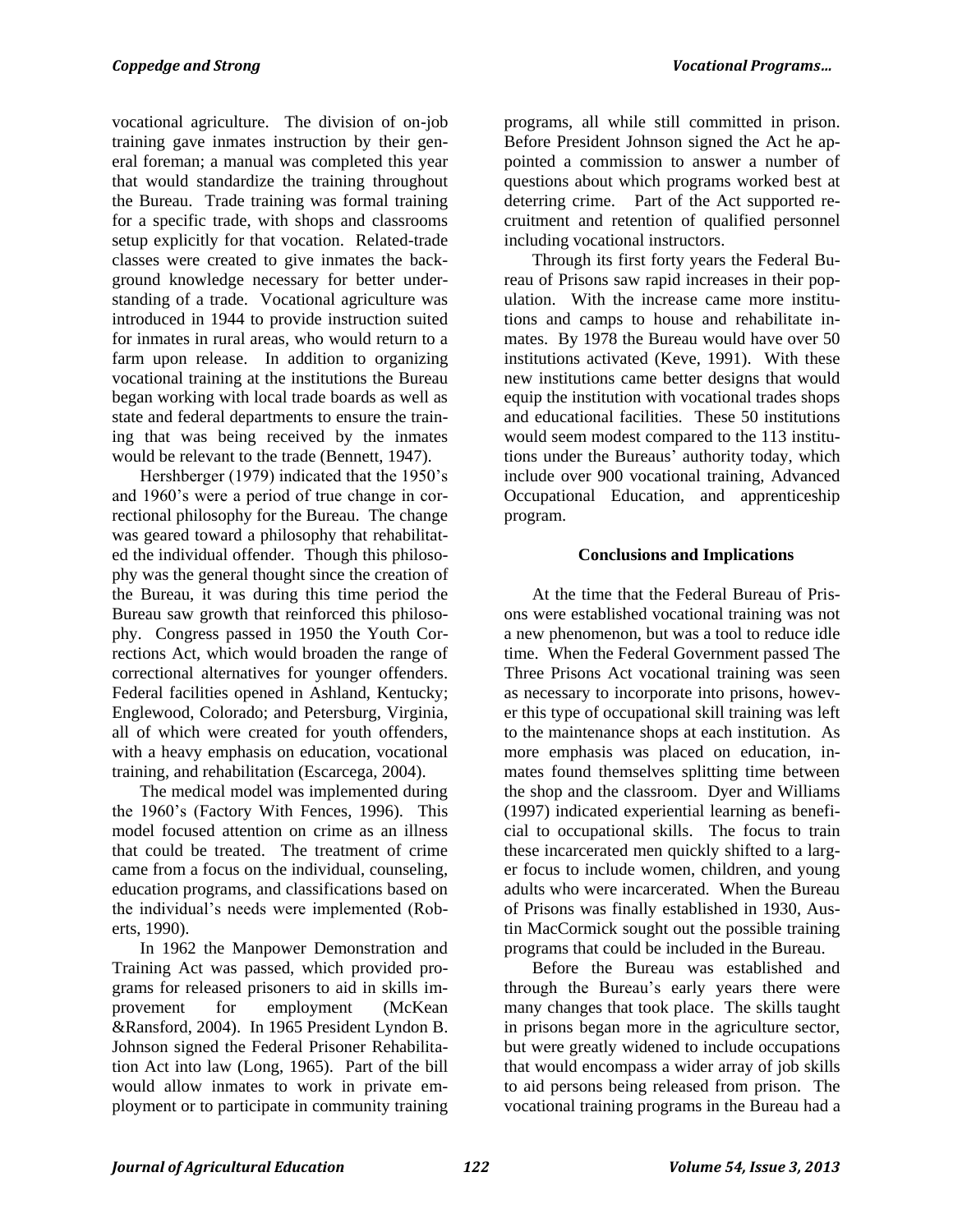vocational agriculture. The division of on-job training gave inmates instruction by their general foreman; a manual was completed this year that would standardize the training throughout the Bureau. Trade training was formal training for a specific trade, with shops and classrooms setup explicitly for that vocation. Related-trade classes were created to give inmates the background knowledge necessary for better understanding of a trade. Vocational agriculture was introduced in 1944 to provide instruction suited for inmates in rural areas, who would return to a farm upon release. In addition to organizing vocational training at the institutions the Bureau began working with local trade boards as well as state and federal departments to ensure the training that was being received by the inmates would be relevant to the trade (Bennett, 1947).

Hershberger (1979) indicated that the 1950's and 1960's were a period of true change in correctional philosophy for the Bureau. The change was geared toward a philosophy that rehabilitated the individual offender. Though this philosophy was the general thought since the creation of the Bureau, it was during this time period the Bureau saw growth that reinforced this philosophy. Congress passed in 1950 the Youth Corrections Act, which would broaden the range of correctional alternatives for younger offenders. Federal facilities opened in Ashland, Kentucky; Englewood, Colorado; and Petersburg, Virginia, all of which were created for youth offenders, with a heavy emphasis on education, vocational training, and rehabilitation (Escarcega, 2004).

The medical model was implemented during the 1960's (Factory With Fences, 1996). This model focused attention on crime as an illness that could be treated. The treatment of crime came from a focus on the individual, counseling, education programs, and classifications based on the individual's needs were implemented (Roberts, 1990).

In 1962 the Manpower Demonstration and Training Act was passed, which provided programs for released prisoners to aid in skills improvement for employment (McKean &Ransford, 2004). In 1965 President Lyndon B. Johnson signed the Federal Prisoner Rehabilitation Act into law (Long, 1965). Part of the bill would allow inmates to work in private employment or to participate in community training programs, all while still committed in prison. Before President Johnson signed the Act he appointed a commission to answer a number of questions about which programs worked best at deterring crime. Part of the Act supported recruitment and retention of qualified personnel including vocational instructors.

Through its first forty years the Federal Bureau of Prisons saw rapid increases in their population. With the increase came more institutions and camps to house and rehabilitate inmates. By 1978 the Bureau would have over 50 institutions activated (Keve, 1991). With these new institutions came better designs that would equip the institution with vocational trades shops and educational facilities. These 50 institutions would seem modest compared to the 113 institutions under the Bureaus' authority today, which include over 900 vocational training, Advanced Occupational Education, and apprenticeship program.

## Conclusions and Implications

At the time that the Federal Bureau of Prisons were established vocational training was not a new phenomenon, but was a tool to reduce idle time. When the Federal Government passed The Three Prisons Act vocational training was seen as necessary to incorporate into prisons, however this type of occupational skill training was left to the maintenance shops at each institution. As more emphasis was placed on education, inmates found themselves splitting time between the shop and the classroom. Dyer and Williams (1997) indicated experiential learning as beneficial to occupational skills. The focus to train these incarcerated men quickly shifted to a larger focus to include women, children, and young adults who were incarcerated. When the Bureau of Prisons was finally established in 1930, Austin MacCormick sought out the possible training programs that could be included in the Bureau.

Before the Bureau was established and through the Bureau's early years there were many changes that took place. The skills taught in prisons began more in the agriculture sector, but were greatly widened to include occupations that would encompass a wider array of job skills to aid persons being released from prison. The vocational training programs in the Bureau had a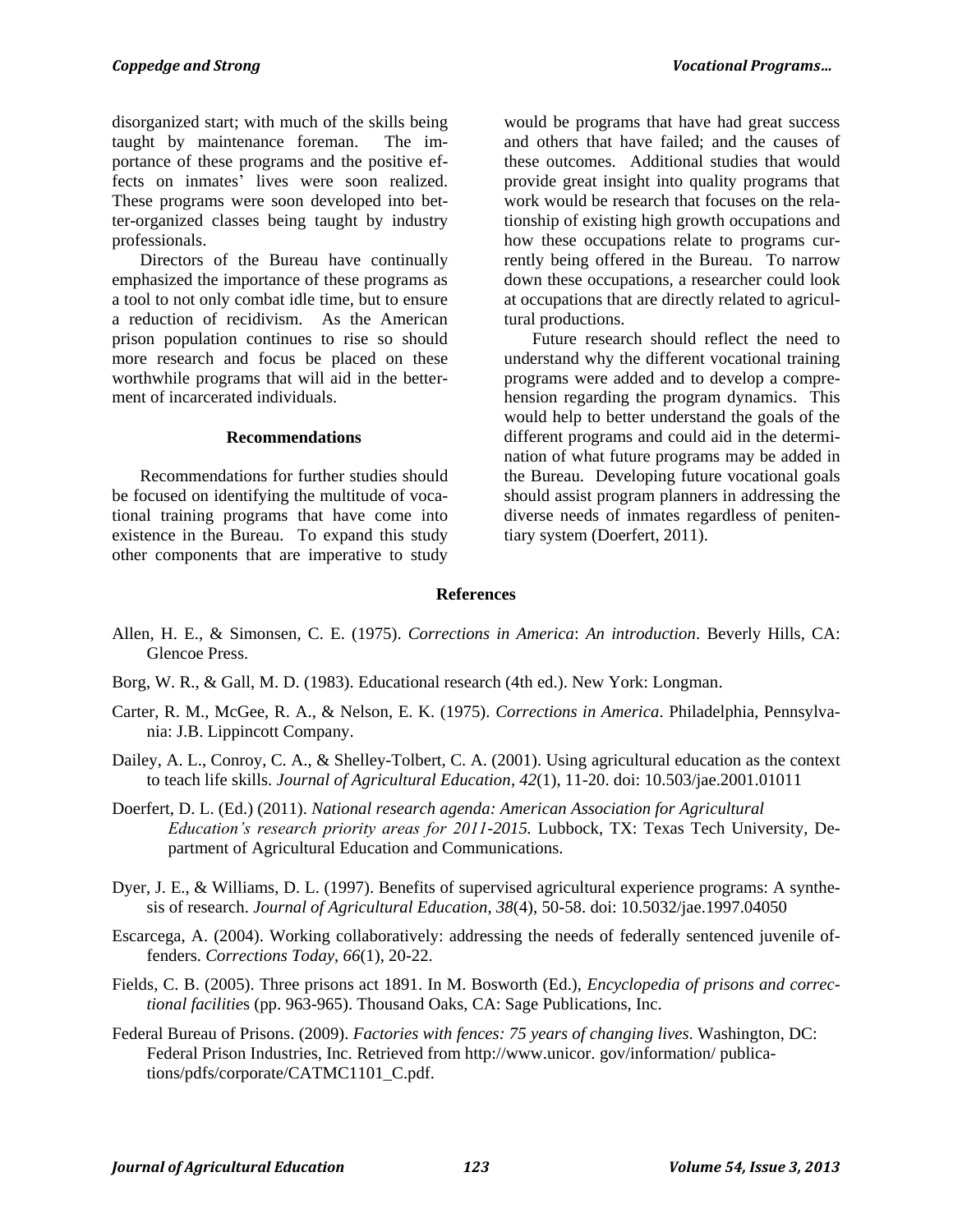disorganized start; with much of the skills being taught by maintenance foreman. The importance of these programs and the positive effects on inmates' lives were soon realized. These programs were soon developed into better-organized classes being taught by industry professionals.

Directors of the Bureau have continually emphasized the importance of these programs as a tool to not only combat idle time, but to ensure a reduction of recidivism. As the American prison population continues to rise so should more research and focus be placed on these worthwhile programs that will aid in the betterment of incarcerated individuals.

### Recommendations

Recommendations for further studies should be focused on identifying the multitude of vocational training programs that have come into existence in the Bureau. To expand this study other components that are imperative to study would be programs that have had great success and others that have failed; and the causes of these outcomes. Additional studies that would provide great insight into quality programs that work would be research that focuses on the relationship of existing high growth occupations and how these occupations relate to programs currently being offered in the Bureau. To narrow down these occupations, a researcher could look at occupations that are directly related to agricultural productions.

Future research should reflect the need to understand why the different vocational training programs were added and to develop a comprehension regarding the program dynamics. This would help to better understand the goals of the different programs and could aid in the determination of what future programs may be added in the Bureau. Developing future vocational goals should assist program planners in addressing the diverse needs of inmates regardless of penitentiary system (Doerfert, 2011).

### References

Allen, H. E., & Simonsen, C. E. (1975). *Corrections in America*: *An introduction*. Beverly Hills, CA: Glencoe Press.

Borg, W. R., & Gall, M. D. (1983). Educational research (4th ed.). New York: Longman.

Carter, R. M., McGee, R. A., & Nelson, E. K. (1975). *Corrections in America*. Philadelphia, Pennsylvania: J.B. Lippincott Company.

Dailey, A. L., Conroy, C. A., & Shelley-Tolbert, C. A. (2001). Using agricultural education as the context to teach life skills. *Journal of Agricultural Education*, *42*(1), 11-20. doi: 10.503/jae.2001.01011

Doerfert, D. L. (Ed.) (2011). *National research agenda: American Association for Agricultural Education's research priority areas for 2011-2015.* Lubbock, TX: Texas Tech University, Department of Agricultural Education and Communications.

Dyer, J. E., & Williams, D. L. (1997). Benefits of supervised agricultural experience programs: A synthesis of research. *Journal of Agricultural Education*, *38*(4), 50-58. doi: 10.5032/jae.1997.04050

Escarcega, A. (2004). Working collaboratively: addressing the needs of federally sentenced juvenile offenders. *Corrections Today*, *66*(1), 20-22.

Fields, C. B. (2005). Three prisons act 1891. In M. Bosworth (Ed.), *Encyclopedia of prisons and correctional facilitie*s (pp. 963-965). Thousand Oaks, CA: Sage Publications, Inc.

Federal Bureau of Prisons. (2009). *Factories with fences: 75 years of changing lives*. Washington, DC: Federal Prison Industries, Inc. Retrieved from http://www.unicor. gov/information/ publications/pdfs/corporate/CATMC1101_C.pdf.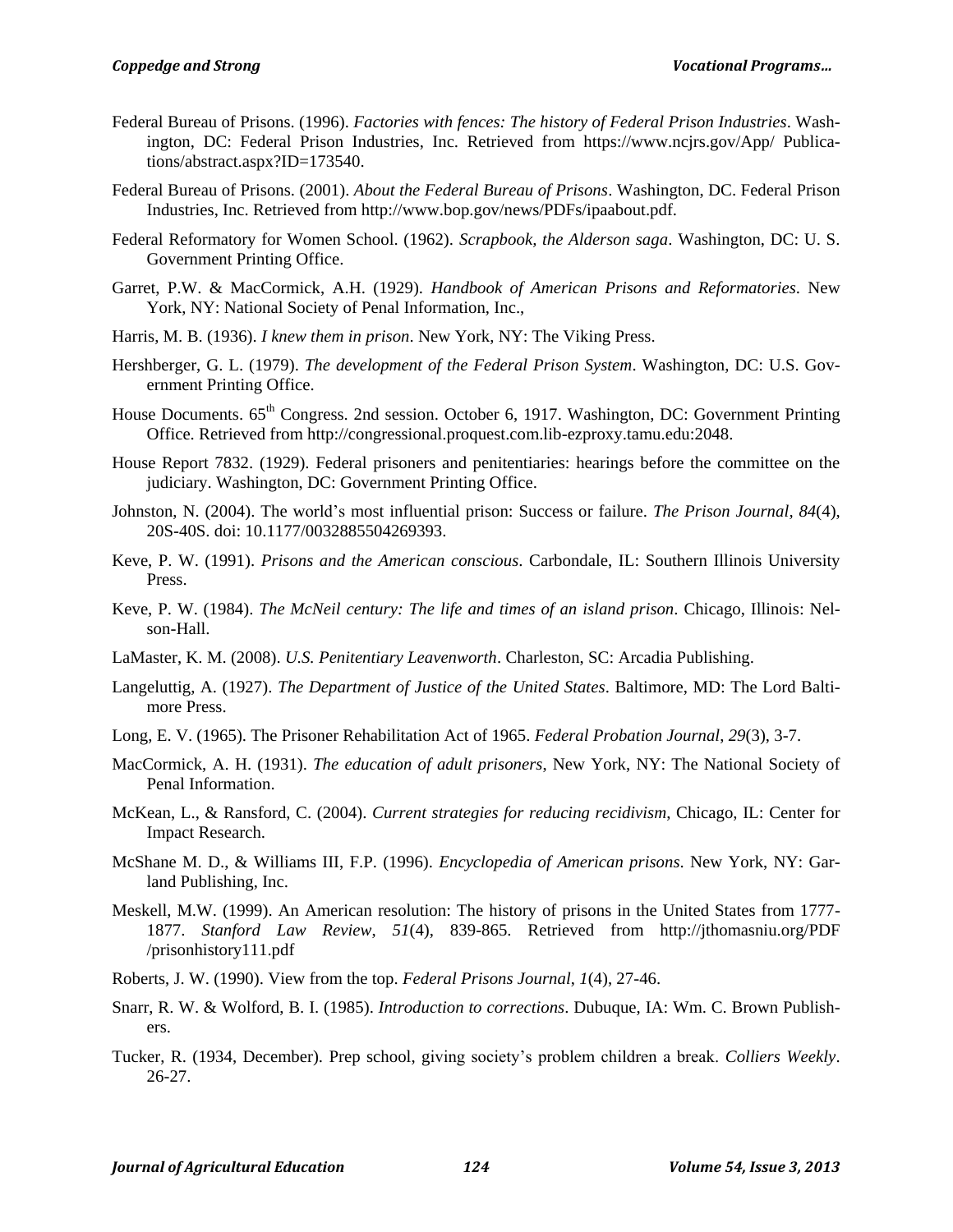Federal Bureau of Prisons. (1996). *Factories with fences: The history of Federal Prison Industries*. Washington, DC: Federal Prison Industries, Inc. Retrieved from https://www.ncjrs.gov/App/ Publications/abstract.aspx?ID=173540.

Federal Bureau of Prisons. (2001). *About the Federal Bureau of Prisons*. Washington, DC. Federal Prison Industries, Inc. Retrieved from http://www.bop.gov/news/PDFs/ipaabout.pdf.

Federal Reformatory for Women School. (1962). *Scrapbook, the Alderson saga*. Washington, DC: U. S. Government Printing Office.

Garret, P.W. & MacCormick, A.H. (1929). *Handbook of American Prisons and Reformatories*. New York, NY: National Society of Penal Information, Inc.,

Harris, M. B. (1936). *I knew them in prison*. New York, NY: The Viking Press.

Hershberger, G. L. (1979). *The development of the Federal Prison System*. Washington, DC: U.S. Government Printing Office.

House Documents. 65th Congress. 2nd session. October 6, 1917. Washington, DC: Government Printing Office. Retrieved from http://congressional.proquest.com.lib-ezproxy.tamu.edu:2048.

House Report 7832. (1929). Federal prisoners and penitentiaries: hearings before the committee on the judiciary. Washington, DC: Government Printing Office.

Johnston, N. (2004). The world's most influential prison: Success or failure. *The Prison Journal*, *84*(4), 20S-40S. doi: 10.1177/0032885504269393.

Keve, P. W. (1991). *Prisons and the American conscious*. Carbondale, IL: Southern Illinois University Press.

Keve, P. W. (1984). *The McNeil century: The life and times of an island prison*. Chicago, Illinois: Nelson-Hall.

LaMaster, K. M. (2008). *U.S. Penitentiary Leavenworth*. Charleston, SC: Arcadia Publishing.

Langeluttig, A. (1927). *The Department of Justice of the United States*. Baltimore, MD: The Lord Baltimore Press.

Long, E. V. (1965). The Prisoner Rehabilitation Act of 1965. *Federal Probation Journal*, *29*(3), 3-7.

MacCormick, A. H. (1931). *The education of adult prisoners*, New York, NY: The National Society of Penal Information.

McKean, L., & Ransford, C. (2004). *Current strategies for reducing recidivism*, Chicago, IL: Center for Impact Research.

McShane M. D., & Williams III, F.P. (1996). *Encyclopedia of American prisons*. New York, NY: Garland Publishing, Inc.

Meskell, M.W. (1999). An American resolution: The history of prisons in the United States from 1777-1877. *Stanford Law Review*, *51*(4), 839-865. Retrieved from http://jthomasniu.org/PDF /prisonhistory111.pdf

Roberts, J. W. (1990). View from the top. *Federal Prisons Journal*, *1*(4), 27-46.

Snarr, R. W. & Wolford, B. I. (1985). *Introduction to corrections*. Dubuque, IA: Wm. C. Brown Publishers.

Tucker, R. (1934, December). Prep school, giving society's problem children a break. *Colliers Weekly*. 26-27.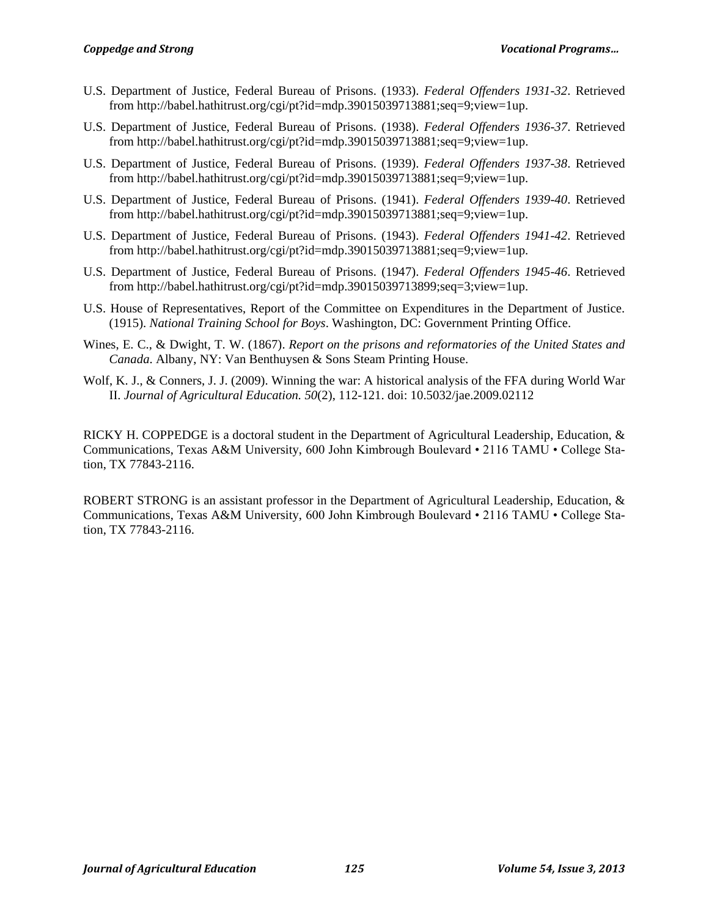U.S. Department of Justice, Federal Bureau of Prisons. (1933). *Federal Offenders 1931-32*. Retrieved from http://babel.hathitrust.org/cgi/pt?id=mdp.39015039713881;seq=9;view=1up.

U.S. Department of Justice, Federal Bureau of Prisons. (1938). *Federal Offenders 1936-37*. Retrieved from http://babel.hathitrust.org/cgi/pt?id=mdp.39015039713881;seq=9;view=1up.

U.S. Department of Justice, Federal Bureau of Prisons. (1939). *Federal Offenders 1937-38*. Retrieved from http://babel.hathitrust.org/cgi/pt?id=mdp.39015039713881;seq=9;view=1up.

U.S. Department of Justice, Federal Bureau of Prisons. (1941). *Federal Offenders 1939-40*. Retrieved from http://babel.hathitrust.org/cgi/pt?id=mdp.39015039713881;seq=9;view=1up.

U.S. Department of Justice, Federal Bureau of Prisons. (1943). *Federal Offenders 1941-42*. Retrieved from http://babel.hathitrust.org/cgi/pt?id=mdp.39015039713881;seq=9;view=1up.

U.S. Department of Justice, Federal Bureau of Prisons. (1947). *Federal Offenders 1945-46*. Retrieved from http://babel.hathitrust.org/cgi/pt?id=mdp.39015039713899;seq=3;view=1up.

U.S. House of Representatives, Report of the Committee on Expenditures in the Department of Justice. (1915). *National Training School for Boys*. Washington, DC: Government Printing Office.

Wines, E. C., & Dwight, T. W. (1867). *Report on the prisons and reformatories of the United States and Canada*. Albany, NY: Van Benthuysen & Sons Steam Printing House.

Wolf, K. J., & Conners, J. J. (2009). Winning the war: A historical analysis of the FFA during World War II. *Journal of Agricultural Education. 50*(2), 112-121. doi: 10.5032/jae.2009.02112

RICKY H. COPPEDGE is a doctoral student in the Department of Agricultural Leadership, Education, & Communications, Texas A&M University, 600 John Kimbrough Boulevard • 2116 TAMU • College Station, TX 77843-2116.

ROBERT STRONG is an assistant professor in the Department of Agricultural Leadership, Education, & Communications, Texas A&M University, 600 John Kimbrough Boulevard • 2116 TAMU • College Station, TX 77843-2116.